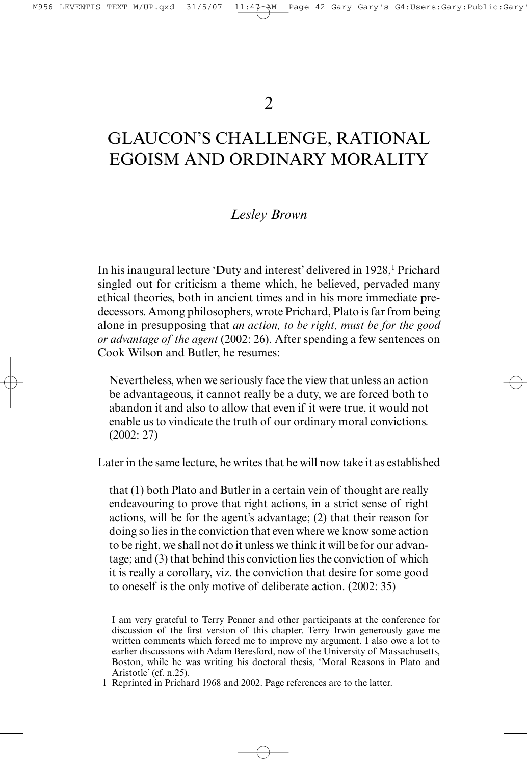# 2

# GLAUCON'S CHALLENGE, RATIONAL EGOISM AND ORDINARY MORALITY

*Lesley Brown*

In his inaugural lecture 'Duty and interest' delivered in 1928,[1] Prichard singled out for criticism a theme which, he believed, pervaded many ethical theories, both in ancient times and in his more immediate predecessors. Among philosophers, wrote Prichard, Plato is far from being alone in presupposing that *an action, to be right, must be for the good or advantage of the agent* (2002: 26). After spending a few sentences on Cook Wilson and Butler, he resumes:

> Nevertheless, when we seriously face the view that unless an action be advantageous, it cannot really be a duty, we are forced both to abandon it and also to allow that even if it were true, it would not enable us to vindicate the truth of our ordinary moral convictions. (2002: 27)

Later in the same lecture, he writes that he will now take it as established

> that (1) both Plato and Butler in a certain vein of thought are really endeavouring to prove that right actions, in a strict sense of right actions, will be for the agent's advantage; (2) that their reason for doing so lies in the conviction that even where we know some action to be right, we shall not do it unless we think it will be for our advantage; and (3) that behind this conviction lies the conviction of which it is really a corollary, viz. the conviction that desire for some good to oneself is the only motive of deliberate action. (2002: 35)

I am very grateful to Terry Penner and other participants at the conference for discussion of the first version of this chapter. Terry Irwin generously gave me written comments which forced me to improve my argument. I also owe a lot to earlier discussions with Adam Beresford, now of the University of Massachusetts, Boston, while he was writing his doctoral thesis, 'Moral Reasons in Plato and Aristotle' (cf. n.25).

1 Reprinted in Prichard 1968 and 2002. Page references are to the latter.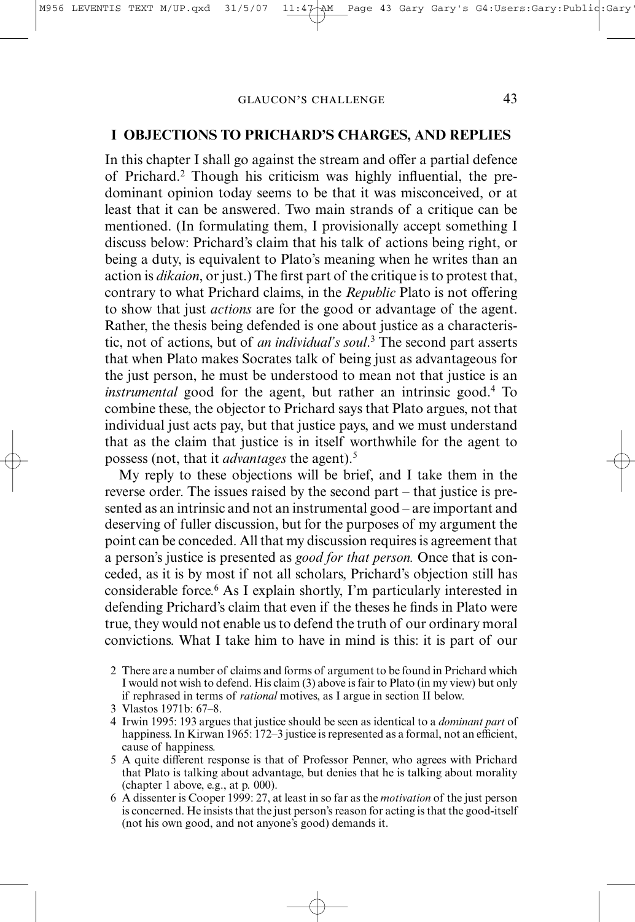## I OBJECTIONS TO PRICHARD'S CHARGES, AND REPLIES

In this chapter I shall go against the stream and offer a partial defence of Prichard.[2] Though his criticism was highly influential, the predominant opinion today seems to be that it was misconceived, or at least that it can be answered. Two main strands of a critique can be mentioned. (In formulating them, I provisionally accept something I discuss below: Prichard's claim that his talk of actions being right, or being a duty, is equivalent to Plato's meaning when he writes than an action is *dikaion*, or just.) The first part of the critique is to protest that, contrary to what Prichard claims, in the *Republic* Plato is not offering to show that just *actions* are for the good or advantage of the agent. Rather, the thesis being defended is one about justice as a characteristic, not of actions, but of *an individual's soul*.[3] The second part asserts that when Plato makes Socrates talk of being just as advantageous for the just person, he must be understood to mean not that justice is an *instrumental* good for the agent, but rather an intrinsic good.[4] To combine these, the objector to Prichard says that Plato argues, not that individual just acts pay, but that justice pays, and we must understand that as the claim that justice is in itself worthwhile for the agent to possess (not, that it *advantages* the agent).[5]

My reply to these objections will be brief, and I take them in the reverse order. The issues raised by the second part – that justice is presented as an intrinsic and not an instrumental good – are important and deserving of fuller discussion, but for the purposes of my argument the point can be conceded. All that my discussion requires is agreement that a person's justice is presented as *good for that person.* Once that is conceded, as it is by most if not all scholars, Prichard's objection still has considerable force.[6] As I explain shortly, I'm particularly interested in defending Prichard's claim that even if the theses he finds in Plato were true, they would not enable us to defend the truth of our ordinary moral convictions. What I take him to have in mind is this: it is part of our

2 There are a number of claims and forms of argument to be found in Prichard which I would not wish to defend. His claim (3) above is fair to Plato (in my view) but only if rephrased in terms of *rational* motives, as I argue in section II below.

3 Vlastos 1971b: 67–8.

4 Irwin 1995: 193 argues that justice should be seen as identical to a *dominant part* of happiness. In Kirwan 1965: 172–3 justice is represented as a formal, not an efficient, cause of happiness.

5 A quite different response is that of Professor Penner, who agrees with Prichard that Plato is talking about advantage, but denies that he is talking about morality (chapter 1 above, e.g., at p. 000).

6 A dissenter is Cooper 1999: 27, at least in so far as the *motivation* of the just person is concerned. He insists that the just person's reason for acting is that the good-itself (not his own good, and not anyone's good) demands it.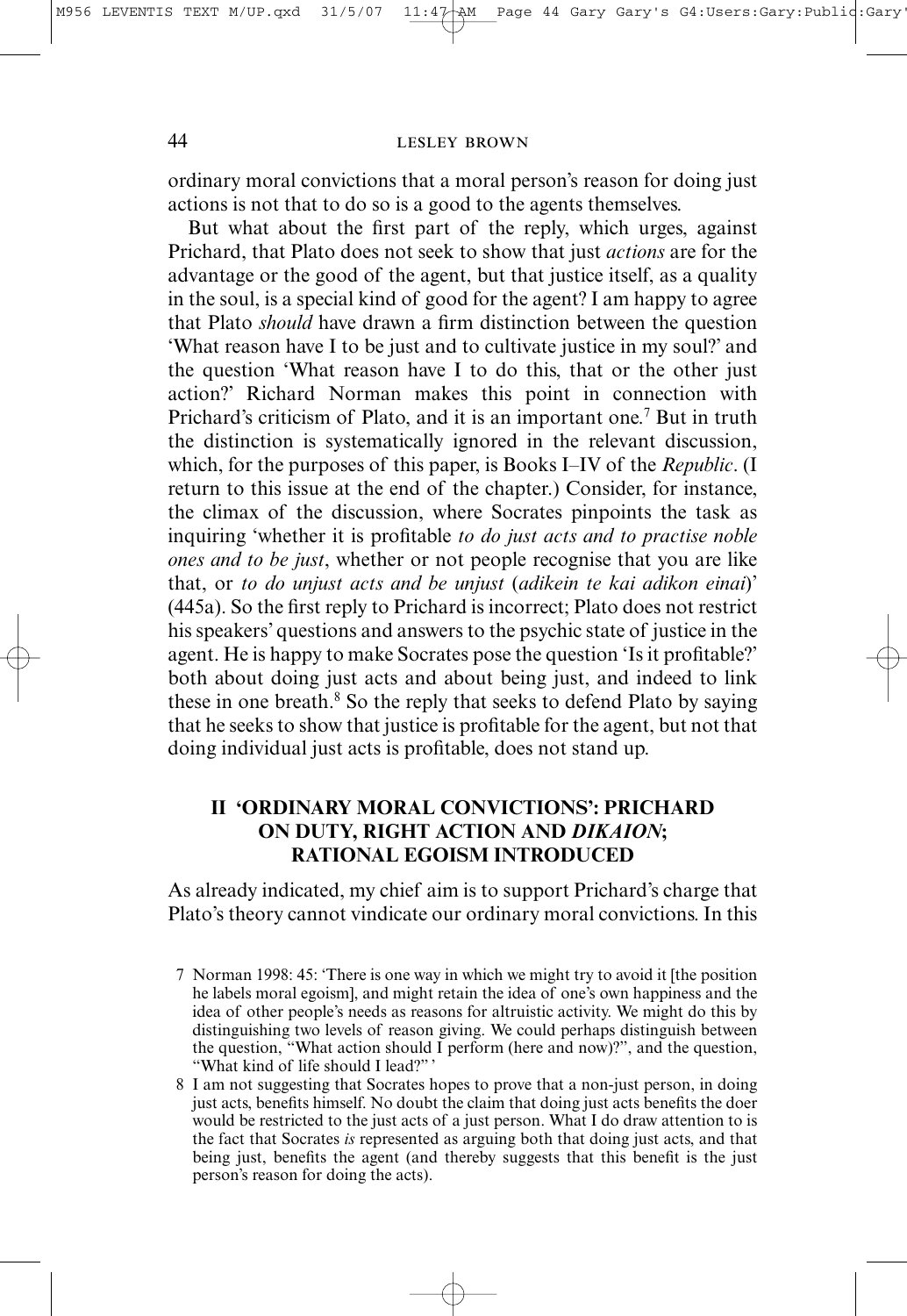ordinary moral convictions that a moral person's reason for doing just actions is not that to do so is a good to the agents themselves.

But what about the first part of the reply, which urges, against Prichard, that Plato does not seek to show that just *actions* are for the advantage or the good of the agent, but that justice itself, as a quality in the soul, is a special kind of good for the agent? I am happy to agree that Plato *should* have drawn a firm distinction between the question 'What reason have I to be just and to cultivate justice in my soul?' and the question 'What reason have I to do this, that or the other just action?' Richard Norman makes this point in connection with Prichard's criticism of Plato, and it is an important one.[7] But in truth the distinction is systematically ignored in the relevant discussion, which, for the purposes of this paper, is Books I–IV of the *Republic*. (I return to this issue at the end of the chapter.) Consider, for instance, the climax of the discussion, where Socrates pinpoints the task as inquiring 'whether it is profitable *to do just acts and to practise noble ones and to be just*, whether or not people recognise that you are like that, or *to do unjust acts and be unjust* (*adikein te kai adikon einai*)' (445a). So the first reply to Prichard is incorrect; Plato does not restrict his speakers' questions and answers to the psychic state of justice in the agent. He is happy to make Socrates pose the question 'Is it profitable?' both about doing just acts and about being just, and indeed to link these in one breath.[8] So the reply that seeks to defend Plato by saying that he seeks to show that justice is profitable for the agent, but not that doing individual just acts is profitable, does not stand up.

## II 'ORDINARY MORAL CONVICTIONS': PRICHARD ON DUTY, RIGHT ACTION AND *DIKAION*; RATIONAL EGOISM INTRODUCED

As already indicated, my chief aim is to support Prichard's charge that Plato's theory cannot vindicate our ordinary moral convictions. In this

7 Norman 1998: 45: 'There is one way in which we might try to avoid it [the position he labels moral egoism], and might retain the idea of one's own happiness and the idea of other people's needs as reasons for altruistic activity. We might do this by distinguishing two levels of reason giving. We could perhaps distinguish between the question, "What action should I perform (here and now)?", and the question, "What kind of life should I lead?" '

8 I am not suggesting that Socrates hopes to prove that a non-just person, in doing just acts, benefits himself. No doubt the claim that doing just acts benefits the doer would be restricted to the just acts of a just person. What I do draw attention to is the fact that Socrates *is* represented as arguing both that doing just acts, and that being just, benefits the agent (and thereby suggests that this benefit is the just person's reason for doing the acts).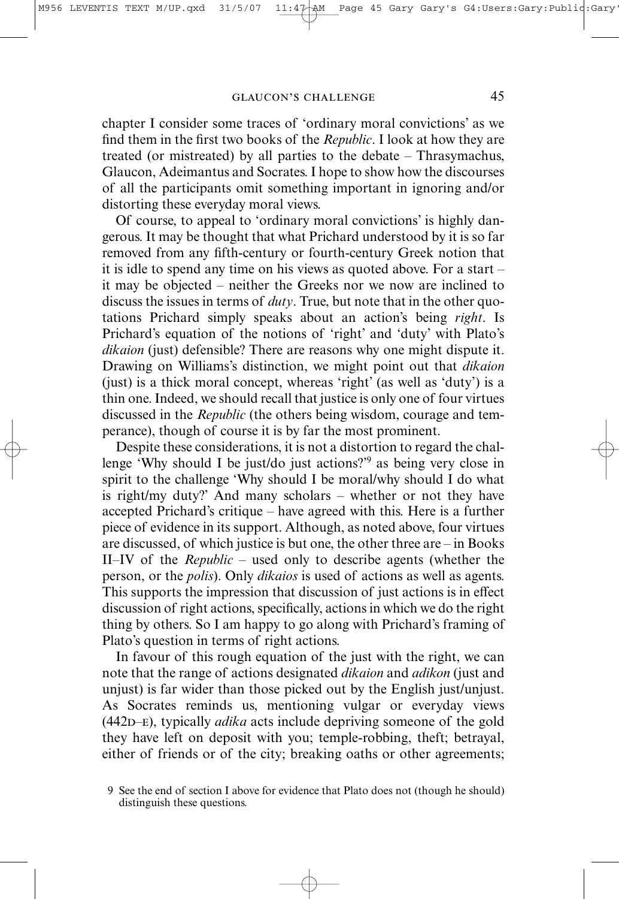chapter I consider some traces of 'ordinary moral convictions' as we find them in the first two books of the *Republic*. I look at how they are treated (or mistreated) by all parties to the debate – Thrasymachus, Glaucon, Adeimantus and Socrates. I hope to show how the discourses of all the participants omit something important in ignoring and/or distorting these everyday moral views.

Of course, to appeal to 'ordinary moral convictions' is highly dangerous. It may be thought that what Prichard understood by it is so far removed from any fifth-century or fourth-century Greek notion that it is idle to spend any time on his views as quoted above. For a start – it may be objected – neither the Greeks nor we now are inclined to discuss the issues in terms of *duty*. True, but note that in the other quotations Prichard simply speaks about an action's being *right*. Is Prichard's equation of the notions of 'right' and 'duty' with Plato's *dikaion* (just) defensible? There are reasons why one might dispute it. Drawing on Williams's distinction, we might point out that *dikaion* (just) is a thick moral concept, whereas 'right' (as well as 'duty') is a thin one. Indeed, we should recall that justice is only one of four virtues discussed in the *Republic* (the others being wisdom, courage and temperance), though of course it is by far the most prominent.

Despite these considerations, it is not a distortion to regard the challenge 'Why should I be just/do just actions?'[9] as being very close in spirit to the challenge 'Why should I be moral/why should I do what is right/my duty?' And many scholars – whether or not they have accepted Prichard's critique – have agreed with this. Here is a further piece of evidence in its support. Although, as noted above, four virtues are discussed, of which justice is but one, the other three are – in Books II–IV of the *Republic* – used only to describe agents (whether the person, or the *polis*). Only *dikaios* is used of actions as well as agents. This supports the impression that discussion of just actions is in effect discussion of right actions, specifically, actions in which we do the right thing by others. So I am happy to go along with Prichard's framing of Plato's question in terms of right actions.

In favour of this rough equation of the just with the right, we can note that the range of actions designated *dikaion* and *adikon* (just and unjust) is far wider than those picked out by the English just/unjust. As Socrates reminds us, mentioning vulgar or everyday views (442D–E), typically *adika* acts include depriving someone of the gold they have left on deposit with you; temple-robbing, theft; betrayal, either of friends or of the city; breaking oaths or other agreements;

9 See the end of section I above for evidence that Plato does not (though he should) distinguish these questions.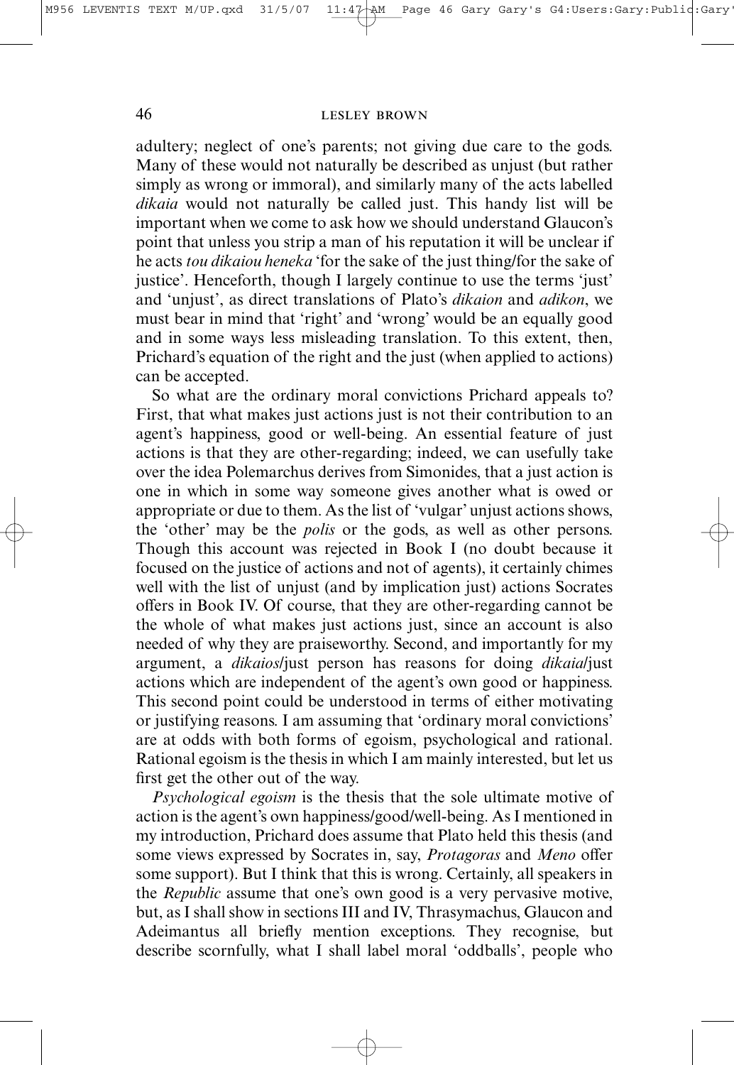adultery; neglect of one's parents; not giving due care to the gods. Many of these would not naturally be described as unjust (but rather simply as wrong or immoral), and similarly many of the acts labelled *dikaia* would not naturally be called just. This handy list will be important when we come to ask how we should understand Glaucon's point that unless you strip a man of his reputation it will be unclear if he acts *tou dikaiou heneka* 'for the sake of the just thing/for the sake of justice'. Henceforth, though I largely continue to use the terms 'just' and 'unjust', as direct translations of Plato's *dikaion* and *adikon*, we must bear in mind that 'right' and 'wrong' would be an equally good and in some ways less misleading translation. To this extent, then, Prichard's equation of the right and the just (when applied to actions) can be accepted.

So what are the ordinary moral convictions Prichard appeals to? First, that what makes just actions just is not their contribution to an agent's happiness, good or well-being. An essential feature of just actions is that they are other-regarding; indeed, we can usefully take over the idea Polemarchus derives from Simonides, that a just action is one in which in some way someone gives another what is owed or appropriate or due to them. As the list of 'vulgar' unjust actions shows, the 'other' may be the *polis* or the gods, as well as other persons. Though this account was rejected in Book I (no doubt because it focused on the justice of actions and not of agents), it certainly chimes well with the list of unjust (and by implication just) actions Socrates offers in Book IV. Of course, that they are other-regarding cannot be the whole of what makes just actions just, since an account is also needed of why they are praiseworthy. Second, and importantly for my argument, a *dikaios*/just person has reasons for doing *dikaia*/just actions which are independent of the agent's own good or happiness. This second point could be understood in terms of either motivating or justifying reasons. I am assuming that 'ordinary moral convictions' are at odds with both forms of egoism, psychological and rational. Rational egoism is the thesis in which I am mainly interested, but let us first get the other out of the way.

*Psychological egoism* is the thesis that the sole ultimate motive of action is the agent's own happiness/good/well-being. As I mentioned in my introduction, Prichard does assume that Plato held this thesis (and some views expressed by Socrates in, say, *Protagoras* and *Meno* offer some support). But I think that this is wrong. Certainly, all speakers in the *Republic* assume that one's own good is a very pervasive motive, but, as I shall show in sections III and IV, Thrasymachus, Glaucon and Adeimantus all briefly mention exceptions. They recognise, but describe scornfully, what I shall label moral 'oddballs', people who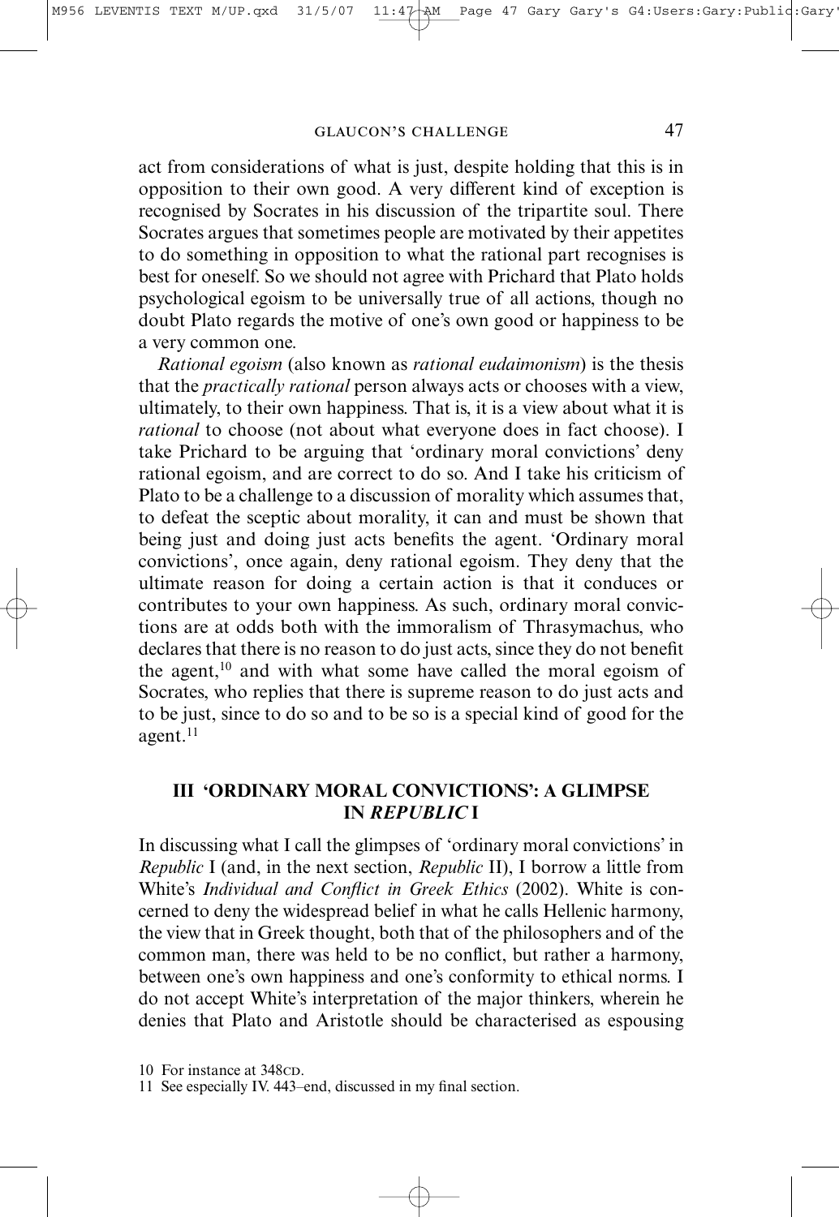act from considerations of what is just, despite holding that this is in opposition to their own good. A very different kind of exception is recognised by Socrates in his discussion of the tripartite soul. There Socrates argues that sometimes people are motivated by their appetites to do something in opposition to what the rational part recognises is best for oneself. So we should not agree with Prichard that Plato holds psychological egoism to be universally true of all actions, though no doubt Plato regards the motive of one's own good or happiness to be a very common one.

*Rational egoism* (also known as *rational eudaimonism*) is the thesis that the *practically rational* person always acts or chooses with a view, ultimately, to their own happiness. That is, it is a view about what it is *rational* to choose (not about what everyone does in fact choose). I take Prichard to be arguing that 'ordinary moral convictions' deny rational egoism, and are correct to do so. And I take his criticism of Plato to be a challenge to a discussion of morality which assumes that, to defeat the sceptic about morality, it can and must be shown that being just and doing just acts benefits the agent. 'Ordinary moral convictions', once again, deny rational egoism. They deny that the ultimate reason for doing a certain action is that it conduces or contributes to your own happiness. As such, ordinary moral convictions are at odds both with the immoralism of Thrasymachus, who declares that there is no reason to do just acts, since they do not benefit the agent,[10] and with what some have called the moral egoism of Socrates, who replies that there is supreme reason to do just acts and to be just, since to do so and to be so is a special kind of good for the agent.[11]

## III 'ORDINARY MORAL CONVICTIONS': A GLIMPSE IN *REPUBLIC* I

In discussing what I call the glimpses of 'ordinary moral convictions' in *Republic* I (and, in the next section, *Republic* II), I borrow a little from White's *Individual and Conflict in Greek Ethics* (2002). White is concerned to deny the widespread belief in what he calls Hellenic harmony, the view that in Greek thought, both that of the philosophers and of the common man, there was held to be no conflict, but rather a harmony, between one's own happiness and one's conformity to ethical norms. I do not accept White's interpretation of the major thinkers, wherein he denies that Plato and Aristotle should be characterised as espousing

10 For instance at 348CD.

11 See especially IV. 443–end, discussed in my final section.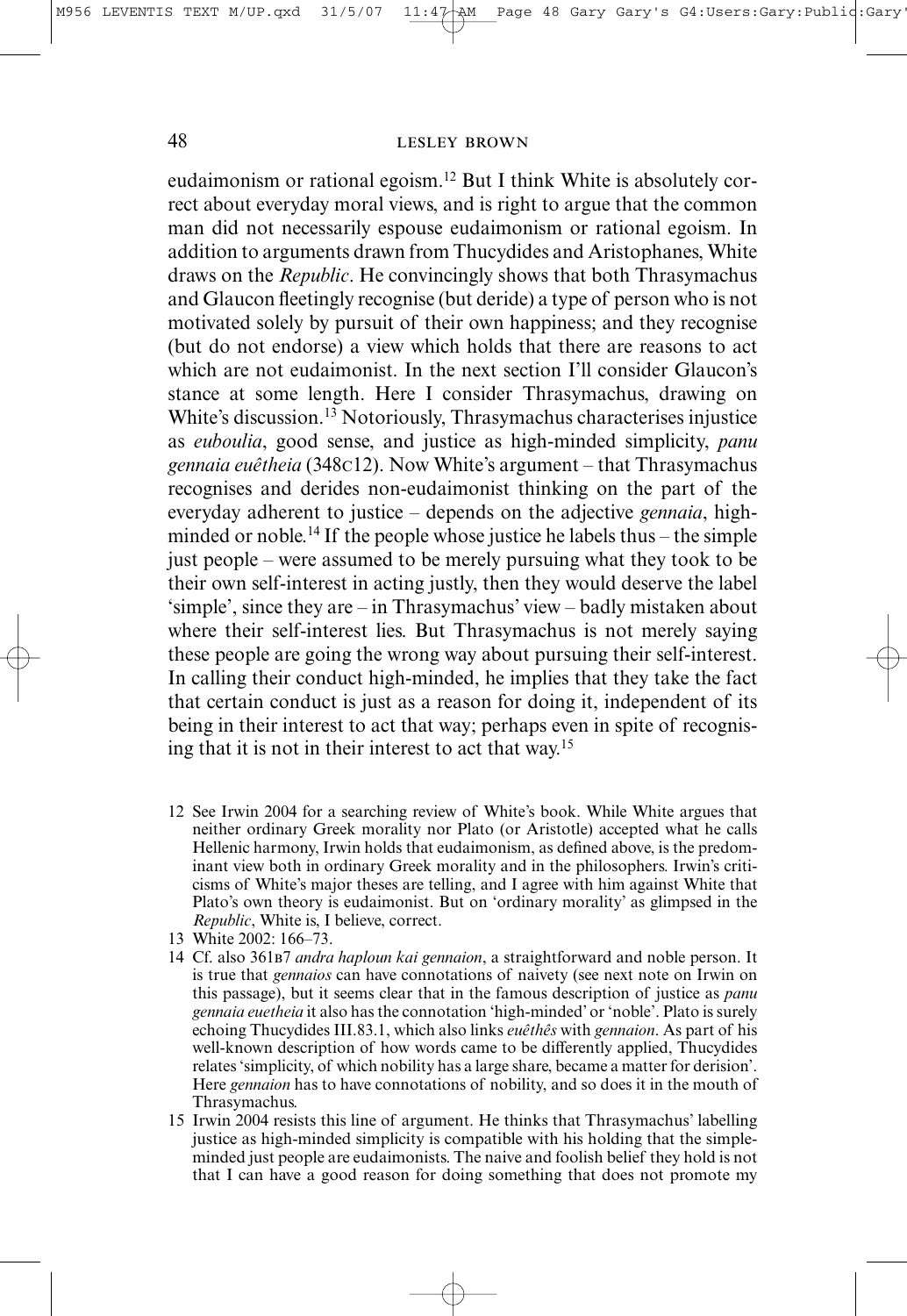eudaimonism or rational egoism.[12] But I think White is absolutely correct about everyday moral views, and is right to argue that the common man did not necessarily espouse eudaimonism or rational egoism. In addition to arguments drawn from Thucydides and Aristophanes, White draws on the *Republic*. He convincingly shows that both Thrasymachus and Glaucon fleetingly recognise (but deride) a type of person who is not motivated solely by pursuit of their own happiness; and they recognise (but do not endorse) a view which holds that there are reasons to act which are not eudaimonist. In the next section I'll consider Glaucon's stance at some length. Here I consider Thrasymachus, drawing on White's discussion.[13] Notoriously, Thrasymachus characterises injustice as *euboulia*, good sense, and justice as high-minded simplicity, *panu gennaia euêtheia* (348C12). Now White's argument – that Thrasymachus recognises and derides non-eudaimonist thinking on the part of the everyday adherent to justice – depends on the adjective *gennaia*, high-minded or noble.[14] If the people whose justice he labels thus – the simple just people – were assumed to be merely pursuing what they took to be their own self-interest in acting justly, then they would deserve the label 'simple', since they are – in Thrasymachus' view – badly mistaken about where their self-interest lies. But Thrasymachus is not merely saying these people are going the wrong way about pursuing their self-interest. In calling their conduct high-minded, he implies that they take the fact that certain conduct is just as a reason for doing it, independent of its being in their interest to act that way; perhaps even in spite of recognising that it is not in their interest to act that way.[15]

12 See Irwin 2004 for a searching review of White's book. While White argues that neither ordinary Greek morality nor Plato (or Aristotle) accepted what he calls Hellenic harmony, Irwin holds that eudaimonism, as defined above, is the predominant view both in ordinary Greek morality and in the philosophers. Irwin's criticisms of White's major theses are telling, and I agree with him against White that Plato's own theory is eudaimonist. But on 'ordinary morality' as glimpsed in the *Republic*, White is, I believe, correct.

13 White 2002: 166–73.

14 Cf. also 361B7 *andra haploun kai gennaion*, a straightforward and noble person. It is true that *gennaios* can have connotations of naivety (see next note on Irwin on this passage), but it seems clear that in the famous description of justice as *panu gennaia euetheia* it also has the connotation 'high-minded' or 'noble'. Plato is surely echoing Thucydides III.83.1, which also links *euêthês* with *gennaion*. As part of his well-known description of how words came to be differently applied, Thucydides relates 'simplicity, of which nobility has a large share, became a matter for derision'. Here *gennaion* has to have connotations of nobility, and so does it in the mouth of Thrasymachus.

15 Irwin 2004 resists this line of argument. He thinks that Thrasymachus' labelling justice as high-minded simplicity is compatible with his holding that the simple-minded just people are eudaimonists. The naive and foolish belief they hold is not that I can have a good reason for doing something that does not promote my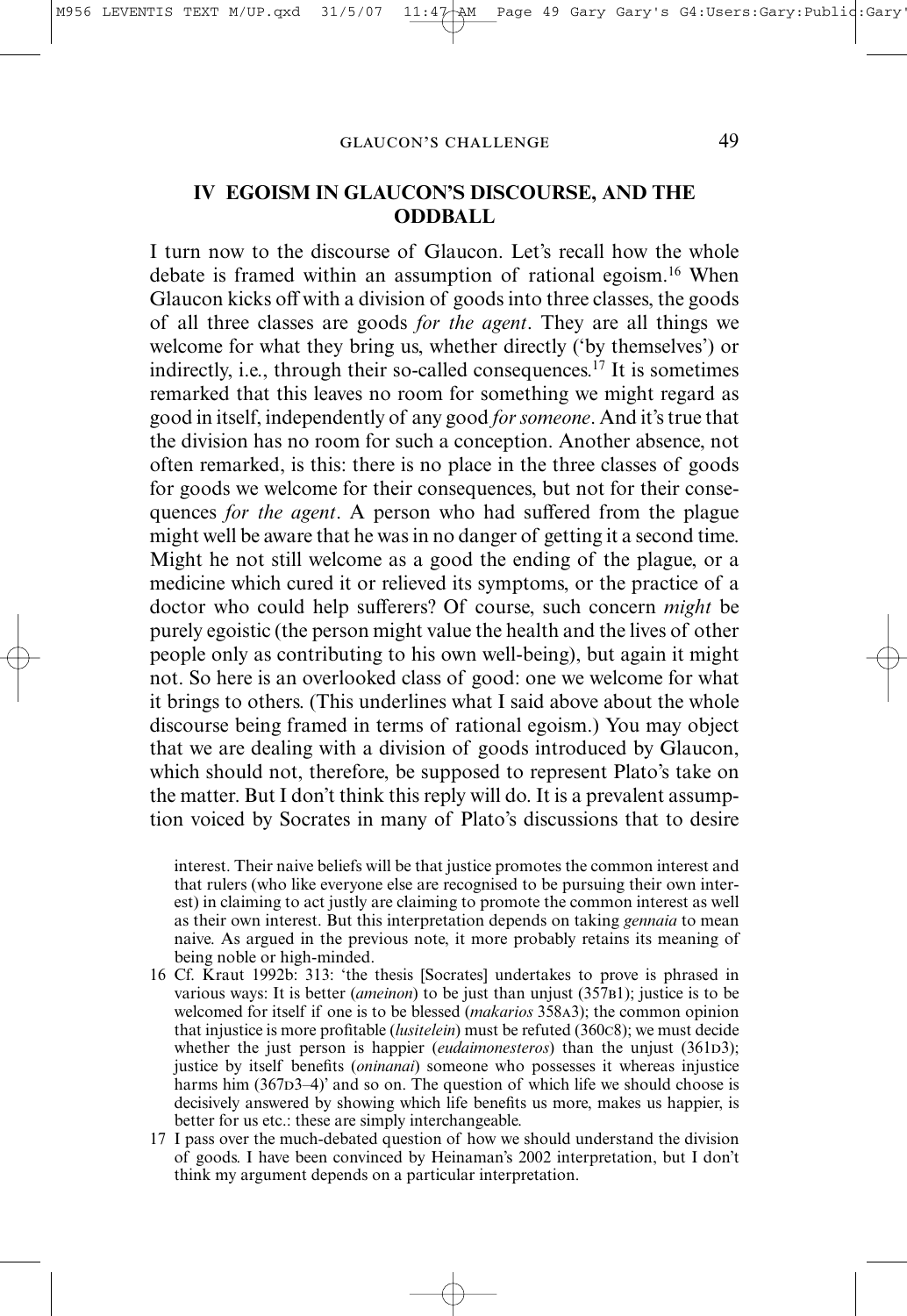## IV EGOISM IN GLAUCON'S DISCOURSE, AND THE ODDBALL

I turn now to the discourse of Glaucon. Let's recall how the whole debate is framed within an assumption of rational egoism.[16] When Glaucon kicks off with a division of goods into three classes, the goods of all three classes are goods *for the agent*. They are all things we welcome for what they bring us, whether directly ('by themselves') or indirectly, i.e., through their so-called consequences.[17] It is sometimes remarked that this leaves no room for something we might regard as good in itself, independently of any good *for someone*. And it's true that the division has no room for such a conception. Another absence, not often remarked, is this: there is no place in the three classes of goods for goods we welcome for their consequences, but not for their consequences *for the agent*. A person who had suffered from the plague might well be aware that he was in no danger of getting it a second time. Might he not still welcome as a good the ending of the plague, or a medicine which cured it or relieved its symptoms, or the practice of a doctor who could help sufferers? Of course, such concern *might* be purely egoistic (the person might value the health and the lives of other people only as contributing to his own well-being), but again it might not. So here is an overlooked class of good: one we welcome for what it brings to others. (This underlines what I said above about the whole discourse being framed in terms of rational egoism.) You may object that we are dealing with a division of goods introduced by Glaucon, which should not, therefore, be supposed to represent Plato's take on the matter. But I don't think this reply will do. It is a prevalent assumption voiced by Socrates in many of Plato's discussions that to desire

interest. Their naive beliefs will be that justice promotes the common interest and that rulers (who like everyone else are recognised to be pursuing their own interest) in claiming to act justly are claiming to promote the common interest as well as their own interest. But this interpretation depends on taking *gennaia* to mean naive. As argued in the previous note, it more probably retains its meaning of being noble or high-minded.

16 Cf. Kraut 1992b: 313: 'the thesis [Socrates] undertakes to prove is phrased in various ways: It is better (*ameinon*) to be just than unjust (357B1); justice is to be welcomed for itself if one is to be blessed (*makarios* 358A3); the common opinion that injustice is more profitable (*lusitelein*) must be refuted (360C8); we must decide whether the just person is happier (*eudaimonesteros*) than the unjust (361D3); justice by itself benefits (*oninanai*) someone who possesses it whereas injustice harms him (367D3–4)' and so on. The question of which life we should choose is decisively answered by showing which life benefits us more, makes us happier, is better for us etc.: these are simply interchangeable.

17 I pass over the much-debated question of how we should understand the division of goods. I have been convinced by Heinaman's 2002 interpretation, but I don't think my argument depends on a particular interpretation.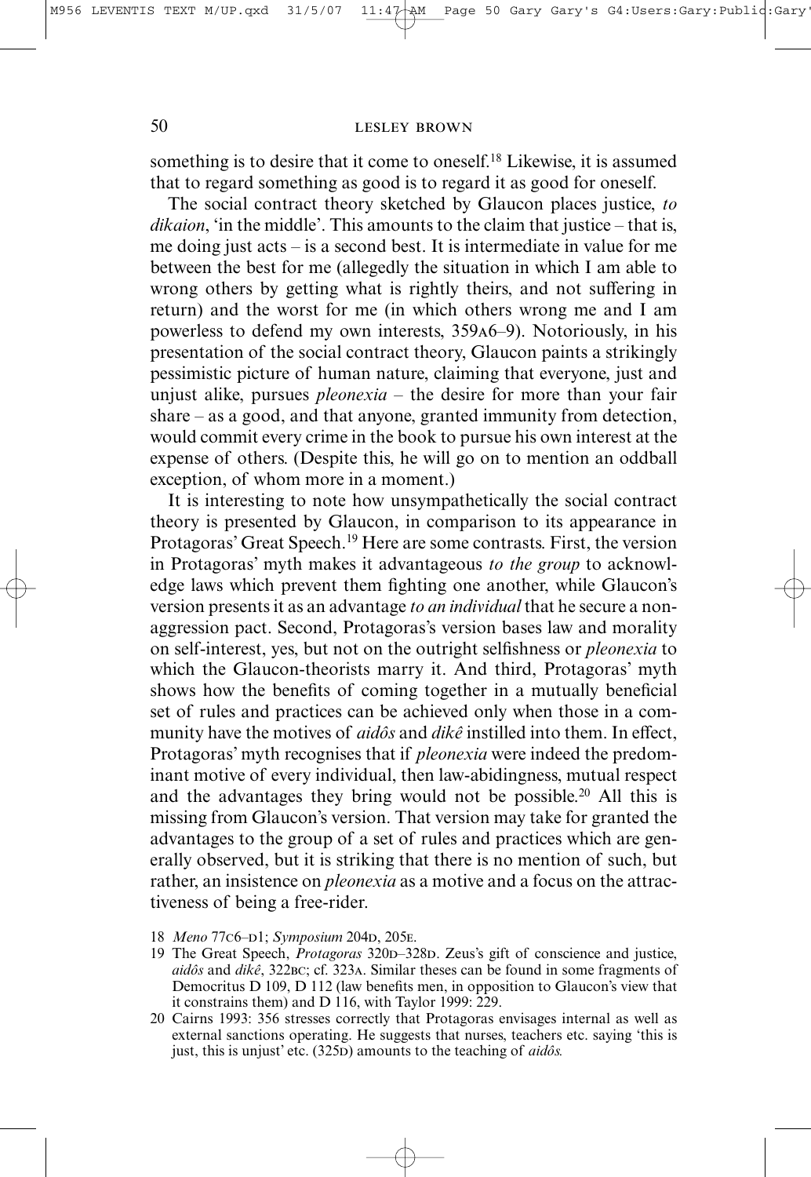something is to desire that it come to oneself.[18] Likewise, it is assumed that to regard something as good is to regard it as good for oneself.

The social contract theory sketched by Glaucon places justice, *to dikaion*, 'in the middle'. This amounts to the claim that justice – that is, me doing just acts – is a second best. It is intermediate in value for me between the best for me (allegedly the situation in which I am able to wrong others by getting what is rightly theirs, and not suffering in return) and the worst for me (in which others wrong me and I am powerless to defend my own interests, 359A6–9). Notoriously, in his presentation of the social contract theory, Glaucon paints a strikingly pessimistic picture of human nature, claiming that everyone, just and unjust alike, pursues *pleonexia* – the desire for more than your fair share – as a good, and that anyone, granted immunity from detection, would commit every crime in the book to pursue his own interest at the expense of others. (Despite this, he will go on to mention an oddball exception, of whom more in a moment.)

It is interesting to note how unsympathetically the social contract theory is presented by Glaucon, in comparison to its appearance in Protagoras' Great Speech.[19] Here are some contrasts. First, the version in Protagoras' myth makes it advantageous *to the group* to acknowledge laws which prevent them fighting one another, while Glaucon's version presents it as an advantage *to an individual* that he secure a non-aggression pact. Second, Protagoras's version bases law and morality on self-interest, yes, but not on the outright selfishness or *pleonexia* to which the Glaucon-theorists marry it. And third, Protagoras' myth shows how the benefits of coming together in a mutually beneficial set of rules and practices can be achieved only when those in a community have the motives of *aidôs* and *dikê* instilled into them. In effect, Protagoras' myth recognises that if *pleonexia* were indeed the predominant motive of every individual, then law-abidingness, mutual respect and the advantages they bring would not be possible.[20] All this is missing from Glaucon's version. That version may take for granted the advantages to the group of a set of rules and practices which are generally observed, but it is striking that there is no mention of such, but rather, an insistence on *pleonexia* as a motive and a focus on the attractiveness of being a free-rider.

18 *Meno* 77C6–D1; *Symposium* 204D, 205E.

19 The Great Speech, *Protagoras* 320D–328D. Zeus's gift of conscience and justice, *aidôs* and *dikê*, 322BC; cf. 323A. Similar theses can be found in some fragments of Democritus D 109, D 112 (law benefits men, in opposition to Glaucon's view that it constrains them) and D 116, with Taylor 1999: 229.

20 Cairns 1993: 356 stresses correctly that Protagoras envisages internal as well as external sanctions operating. He suggests that nurses, teachers etc. saying 'this is just, this is unjust' etc. (325D) amounts to the teaching of *aidôs*.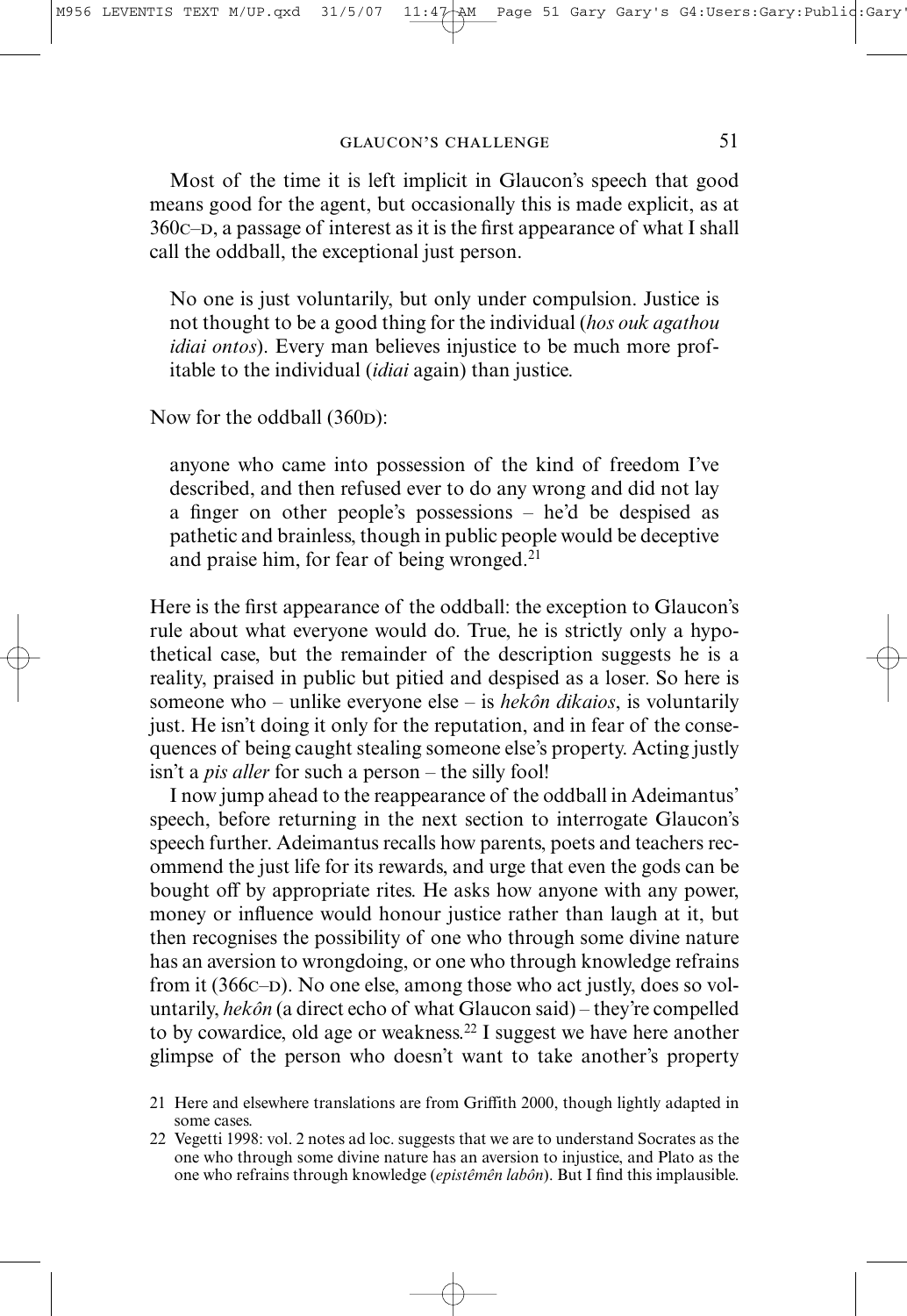Most of the time it is left implicit in Glaucon's speech that good means good for the agent, but occasionally this is made explicit, as at 360C–D, a passage of interest as it is the first appearance of what I shall call the oddball, the exceptional just person.

> No one is just voluntarily, but only under compulsion. Justice is not thought to be a good thing for the individual (*hos ouk agathou idiai ontos*). Every man believes injustice to be much more profitable to the individual (*idiai* again) than justice.

Now for the oddball (360D):

> anyone who came into possession of the kind of freedom I've described, and then refused ever to do any wrong and did not lay a finger on other people's possessions – he'd be despised as pathetic and brainless, though in public people would be deceptive and praise him, for fear of being wronged.[21]

Here is the first appearance of the oddball: the exception to Glaucon's rule about what everyone would do. True, he is strictly only a hypothetical case, but the remainder of the description suggests he is a reality, praised in public but pitied and despised as a loser. So here is someone who – unlike everyone else – is *hekôn dikaios*, is voluntarily just. He isn't doing it only for the reputation, and in fear of the consequences of being caught stealing someone else's property. Acting justly isn't a *pis aller* for such a person – the silly fool!

I now jump ahead to the reappearance of the oddball in Adeimantus' speech, before returning in the next section to interrogate Glaucon's speech further. Adeimantus recalls how parents, poets and teachers recommend the just life for its rewards, and urge that even the gods can be bought off by appropriate rites. He asks how anyone with any power, money or influence would honour justice rather than laugh at it, but then recognises the possibility of one who through some divine nature has an aversion to wrongdoing, or one who through knowledge refrains from it (366C–D). No one else, among those who act justly, does so voluntarily, *hekôn* (a direct echo of what Glaucon said) – they're compelled to by cowardice, old age or weakness.[22] I suggest we have here another glimpse of the person who doesn't want to take another's property

21 Here and elsewhere translations are from Griffith 2000, though lightly adapted in some cases.

22 Vegetti 1998: vol. 2 notes ad loc. suggests that we are to understand Socrates as the one who through some divine nature has an aversion to injustice, and Plato as the one who refrains through knowledge (*epistêmên labôn*). But I find this implausible.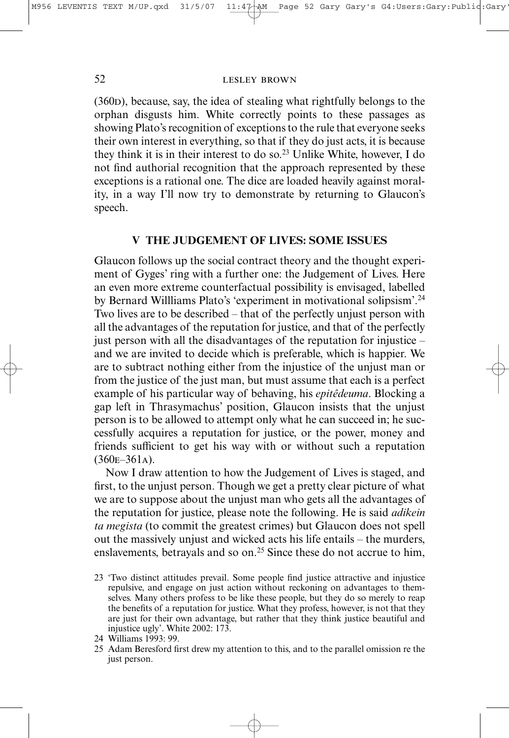(360D), because, say, the idea of stealing what rightfully belongs to the orphan disgusts him. White correctly points to these passages as showing Plato's recognition of exceptions to the rule that everyone seeks their own interest in everything, so that if they do just acts, it is because they think it is in their interest to do so.[23] Unlike White, however, I do not find authorial recognition that the approach represented by these exceptions is a rational one. The dice are loaded heavily against morality, in a way I'll now try to demonstrate by returning to Glaucon's speech.

## V THE JUDGEMENT OF LIVES: SOME ISSUES

Glaucon follows up the social contract theory and the thought experiment of Gyges' ring with a further one: the Judgement of Lives. Here an even more extreme counterfactual possibility is envisaged, labelled by Bernard Willliams Plato's 'experiment in motivational solipsism'.[24] Two lives are to be described – that of the perfectly unjust person with all the advantages of the reputation for justice, and that of the perfectly just person with all the disadvantages of the reputation for injustice – and we are invited to decide which is preferable, which is happier. We are to subtract nothing either from the injustice of the unjust man or from the justice of the just man, but must assume that each is a perfect example of his particular way of behaving, his *epitêdeuma*. Blocking a gap left in Thrasymachus' position, Glaucon insists that the unjust person is to be allowed to attempt only what he can succeed in; he successfully acquires a reputation for justice, or the power, money and friends sufficient to get his way with or without such a reputation (360E–361A).

Now I draw attention to how the Judgement of Lives is staged, and first, to the unjust person. Though we get a pretty clear picture of what we are to suppose about the unjust man who gets all the advantages of the reputation for justice, please note the following. He is said *adikein ta megista* (to commit the greatest crimes) but Glaucon does not spell out the massively unjust and wicked acts his life entails – the murders, enslavements, betrayals and so on.[25] Since these do not accrue to him,

23 'Two distinct attitudes prevail. Some people find justice attractive and injustice repulsive, and engage on just action without reckoning on advantages to themselves. Many others profess to be like these people, but they do so merely to reap the benefits of a reputation for justice. What they profess, however, is not that they are just for their own advantage, but rather that they think justice beautiful and injustice ugly'. White 2002: 173.

24 Williams 1993: 99.

25 Adam Beresford first drew my attention to this, and to the parallel omission re the just person.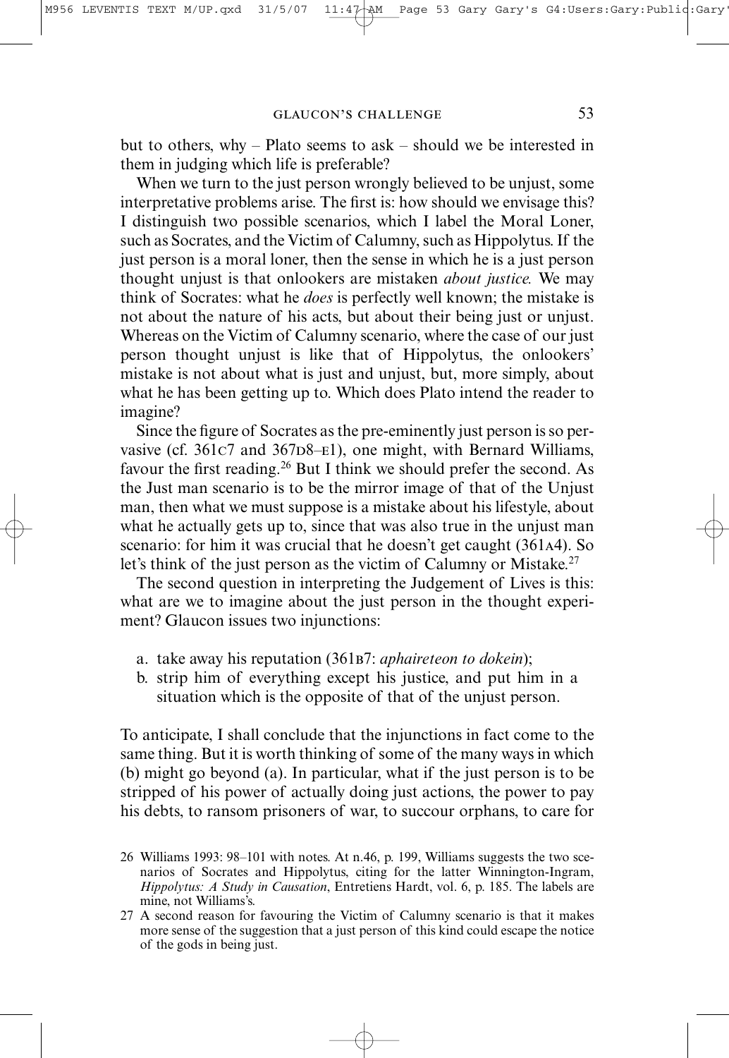but to others, why – Plato seems to ask – should we be interested in them in judging which life is preferable?

When we turn to the just person wrongly believed to be unjust, some interpretative problems arise. The first is: how should we envisage this? I distinguish two possible scenarios, which I label the Moral Loner, such as Socrates, and the Victim of Calumny, such as Hippolytus. If the just person is a moral loner, then the sense in which he is a just person thought unjust is that onlookers are mistaken *about justice.* We may think of Socrates: what he *does* is perfectly well known; the mistake is not about the nature of his acts, but about their being just or unjust. Whereas on the Victim of Calumny scenario, where the case of our just person thought unjust is like that of Hippolytus, the onlookers' mistake is not about what is just and unjust, but, more simply, about what he has been getting up to. Which does Plato intend the reader to imagine?

Since the figure of Socrates as the pre-eminently just person is so pervasive (cf. 361C7 and 367D8–E1), one might, with Bernard Williams, favour the first reading.[26] But I think we should prefer the second. As the Just man scenario is to be the mirror image of that of the Unjust man, then what we must suppose is a mistake about his lifestyle, about what he actually gets up to, since that was also true in the unjust man scenario: for him it was crucial that he doesn't get caught (361A4). So let's think of the just person as the victim of Calumny or Mistake.[27]

The second question in interpreting the Judgement of Lives is this: what are we to imagine about the just person in the thought experiment? Glaucon issues two injunctions:

a. take away his reputation (361B7: *aphaireteon to dokein*);
b. strip him of everything except his justice, and put him in a situation which is the opposite of that of the unjust person.

To anticipate, I shall conclude that the injunctions in fact come to the same thing. But it is worth thinking of some of the many ways in which (b) might go beyond (a). In particular, what if the just person is to be stripped of his power of actually doing just actions, the power to pay his debts, to ransom prisoners of war, to succour orphans, to care for

26 Williams 1993: 98–101 with notes. At n.46, p. 199, Williams suggests the two scenarios of Socrates and Hippolytus, citing for the latter Winnington-Ingram, *Hippolytus: A Study in Causation*, Entretiens Hardt, vol. 6, p. 185. The labels are mine, not Williams's.

27 A second reason for favouring the Victim of Calumny scenario is that it makes more sense of the suggestion that a just person of this kind could escape the notice of the gods in being just.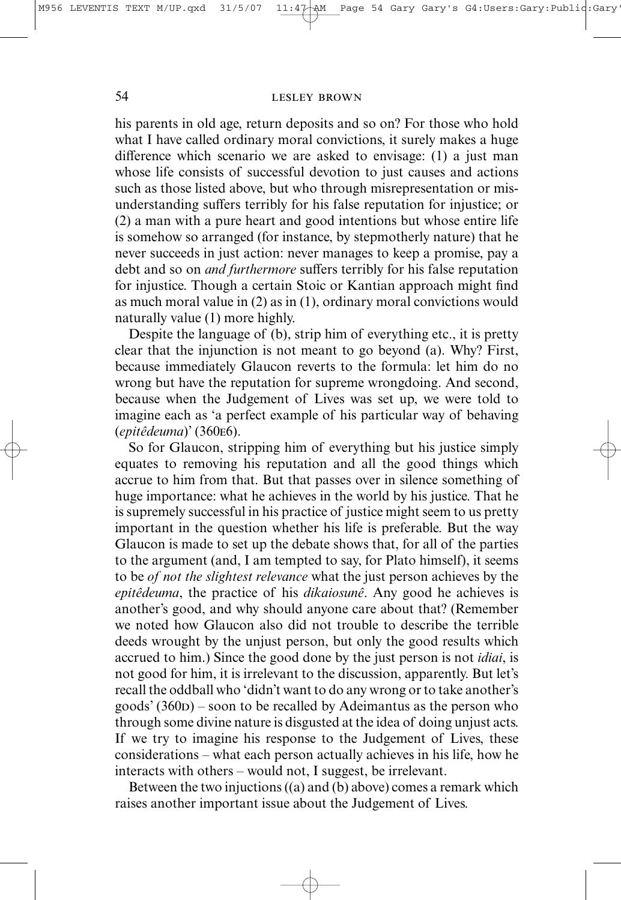his parents in old age, return deposits and so on? For those who hold what I have called ordinary moral convictions, it surely makes a huge difference which scenario we are asked to envisage: (1) a just man whose life consists of successful devotion to just causes and actions such as those listed above, but who through misrepresentation or misunderstanding suffers terribly for his false reputation for injustice; or (2) a man with a pure heart and good intentions but whose entire life is somehow so arranged (for instance, by stepmotherly nature) that he never succeeds in just action: never manages to keep a promise, pay a debt and so on *and furthermore* suffers terribly for his false reputation for injustice. Though a certain Stoic or Kantian approach might find as much moral value in (2) as in (1), ordinary moral convictions would naturally value (1) more highly.

Despite the language of (b), strip him of everything etc., it is pretty clear that the injunction is not meant to go beyond (a). Why? First, because immediately Glaucon reverts to the formula: let him do no wrong but have the reputation for supreme wrongdoing. And second, because when the Judgement of Lives was set up, we were told to imagine each as 'a perfect example of his particular way of behaving (*epitêdeuma*)' (360E6).

So for Glaucon, stripping him of everything but his justice simply equates to removing his reputation and all the good things which accrue to him from that. But that passes over in silence something of huge importance: what he achieves in the world by his justice. That he is supremely successful in his practice of justice might seem to us pretty important in the question whether his life is preferable. But the way Glaucon is made to set up the debate shows that, for all of the parties to the argument (and, I am tempted to say, for Plato himself), it seems to be *of not the slightest relevance* what the just person achieves by the *epitêdeuma*, the practice of his *dikaiosunê*. Any good he achieves is another's good, and why should anyone care about that? (Remember we noted how Glaucon also did not trouble to describe the terrible deeds wrought by the unjust person, but only the good results which accrued to him.) Since the good done by the just person is not *idiai*, is not good for him, it is irrelevant to the discussion, apparently. But let's recall the oddball who 'didn't want to do any wrong or to take another's goods' (360D) – soon to be recalled by Adeimantus as the person who through some divine nature is disgusted at the idea of doing unjust acts. If we try to imagine his response to the Judgement of Lives, these considerations – what each person actually achieves in his life, how he interacts with others – would not, I suggest, be irrelevant.

Between the two injunctions ((a) and (b) above) comes a remark which raises another important issue about the Judgement of Lives.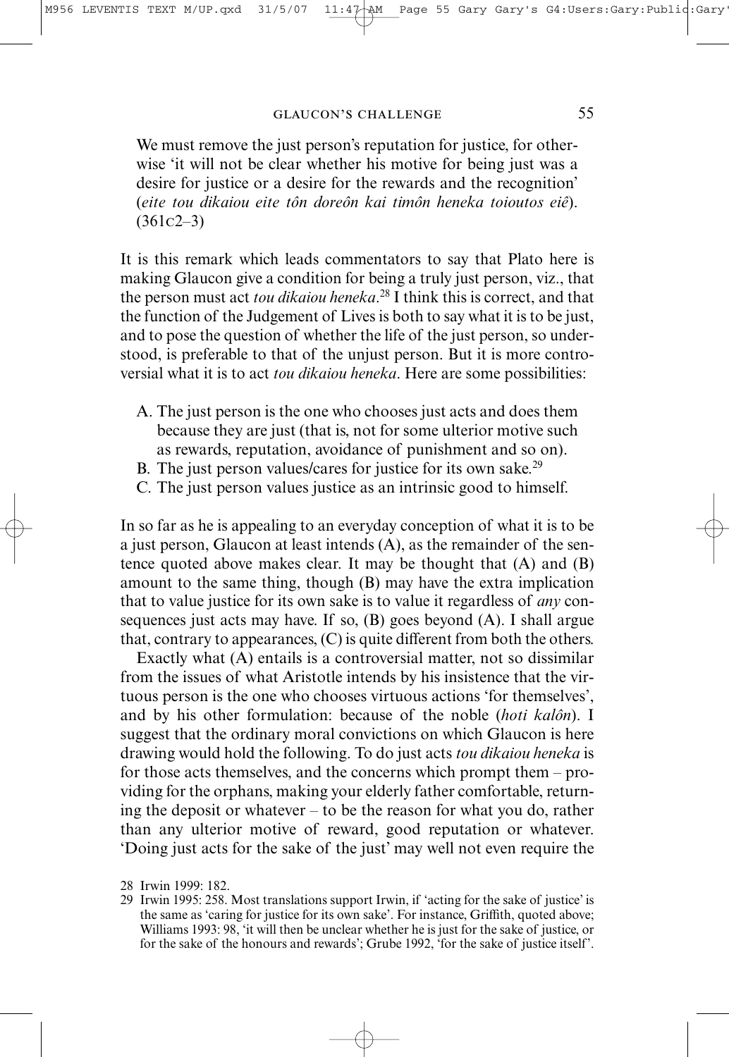We must remove the just person's reputation for justice, for otherwise 'it will not be clear whether his motive for being just was a desire for justice or a desire for the rewards and the recognition' (*eite tou dikaiou eite tôn doreôn kai timôn heneka toioutos eiê*). (361C2–3)

It is this remark which leads commentators to say that Plato here is making Glaucon give a condition for being a truly just person, viz., that the person must act *tou dikaiou heneka*.[28] I think this is correct, and that the function of the Judgement of Lives is both to say what it is to be just, and to pose the question of whether the life of the just person, so understood, is preferable to that of the unjust person. But it is more controversial what it is to act *tou dikaiou heneka*. Here are some possibilities:

A. The just person is the one who chooses just acts and does them because they are just (that is, not for some ulterior motive such as rewards, reputation, avoidance of punishment and so on).
B. The just person values/cares for justice for its own sake.[29]
C. The just person values justice as an intrinsic good to himself.

In so far as he is appealing to an everyday conception of what it is to be a just person, Glaucon at least intends (A), as the remainder of the sentence quoted above makes clear. It may be thought that (A) and (B) amount to the same thing, though (B) may have the extra implication that to value justice for its own sake is to value it regardless of *any* consequences just acts may have. If so, (B) goes beyond (A). I shall argue that, contrary to appearances, (C) is quite different from both the others.

Exactly what (A) entails is a controversial matter, not so dissimilar from the issues of what Aristotle intends by his insistence that the virtuous person is the one who chooses virtuous actions 'for themselves', and by his other formulation: because of the noble (*hoti kalôn*). I suggest that the ordinary moral convictions on which Glaucon is here drawing would hold the following. To do just acts *tou dikaiou heneka* is for those acts themselves, and the concerns which prompt them – providing for the orphans, making your elderly father comfortable, returning the deposit or whatever – to be the reason for what you do, rather than any ulterior motive of reward, good reputation or whatever. 'Doing just acts for the sake of the just' may well not even require the

28 Irwin 1999: 182.

29 Irwin 1995: 258. Most translations support Irwin, if 'acting for the sake of justice' is the same as 'caring for justice for its own sake'. For instance, Griffith, quoted above; Williams 1993: 98, 'it will then be unclear whether he is just for the sake of justice, or for the sake of the honours and rewards'; Grube 1992, 'for the sake of justice itself'.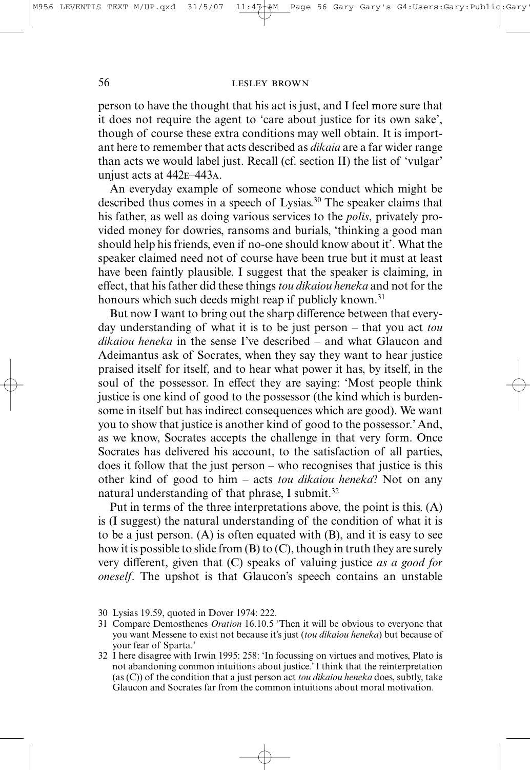person to have the thought that his act is just, and I feel more sure that it does not require the agent to 'care about justice for its own sake', though of course these extra conditions may well obtain. It is important here to remember that acts described as *dikaia* are a far wider range than acts we would label just. Recall (cf. section II) the list of 'vulgar' unjust acts at 442E–443A.

An everyday example of someone whose conduct which might be described thus comes in a speech of Lysias.[30] The speaker claims that his father, as well as doing various services to the *polis*, privately provided money for dowries, ransoms and burials, 'thinking a good man should help his friends, even if no-one should know about it'. What the speaker claimed need not of course have been true but it must at least have been faintly plausible. I suggest that the speaker is claiming, in effect, that his father did these things *tou dikaiou heneka* and not for the honours which such deeds might reap if publicly known.[31]

But now I want to bring out the sharp difference between that everyday understanding of what it is to be just person – that you act *tou dikaiou heneka* in the sense I've described – and what Glaucon and Adeimantus ask of Socrates, when they say they want to hear justice praised itself for itself, and to hear what power it has, by itself, in the soul of the possessor. In effect they are saying: 'Most people think justice is one kind of good to the possessor (the kind which is burdensome in itself but has indirect consequences which are good). We want you to show that justice is another kind of good to the possessor.' And, as we know, Socrates accepts the challenge in that very form. Once Socrates has delivered his account, to the satisfaction of all parties, does it follow that the just person – who recognises that justice is this other kind of good to him – acts *tou dikaiou heneka*? Not on any natural understanding of that phrase, I submit.[32]

Put in terms of the three interpretations above, the point is this. (A) is (I suggest) the natural understanding of the condition of what it is to be a just person. (A) is often equated with (B), and it is easy to see how it is possible to slide from (B) to (C), though in truth they are surely very different, given that (C) speaks of valuing justice *as a good for oneself*. The upshot is that Glaucon's speech contains an unstable

30 Lysias 19.59, quoted in Dover 1974: 222.

31 Compare Demosthenes *Oration* 16.10.5 'Then it will be obvious to everyone that you want Messene to exist not because it's just (*tou dikaiou heneka*) but because of your fear of Sparta.'

32 I here disagree with Irwin 1995: 258: 'In focussing on virtues and motives, Plato is not abandoning common intuitions about justice.' I think that the reinterpretation (as (C)) of the condition that a just person act *tou dikaiou heneka* does, subtly, take Glaucon and Socrates far from the common intuitions about moral motivation.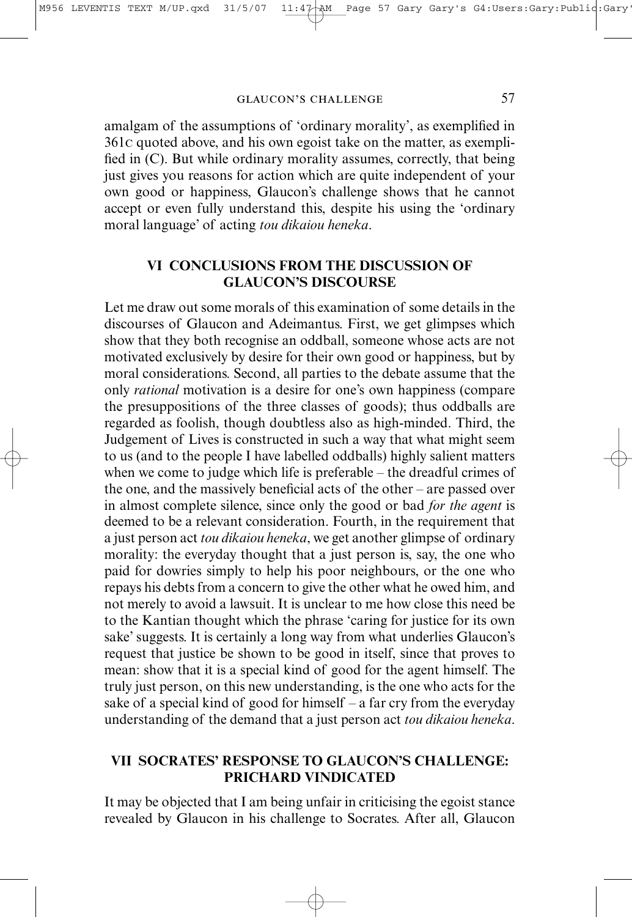amalgam of the assumptions of 'ordinary morality', as exemplified in 361c quoted above, and his own egoist take on the matter, as exemplified in (C). But while ordinary morality assumes, correctly, that being just gives you reasons for action which are quite independent of your own good or happiness, Glaucon's challenge shows that he cannot accept or even fully understand this, despite his using the 'ordinary moral language' of acting *tou dikaiou heneka*.

## VI CONCLUSIONS FROM THE DISCUSSION OF GLAUCON'S DISCOURSE

Let me draw out some morals of this examination of some details in the discourses of Glaucon and Adeimantus. First, we get glimpses which show that they both recognise an oddball, someone whose acts are not motivated exclusively by desire for their own good or happiness, but by moral considerations. Second, all parties to the debate assume that the only *rational* motivation is a desire for one's own happiness (compare the presuppositions of the three classes of goods); thus oddballs are regarded as foolish, though doubtless also as high-minded. Third, the Judgement of Lives is constructed in such a way that what might seem to us (and to the people I have labelled oddballs) highly salient matters when we come to judge which life is preferable – the dreadful crimes of the one, and the massively beneficial acts of the other – are passed over in almost complete silence, since only the good or bad *for the agent* is deemed to be a relevant consideration. Fourth, in the requirement that a just person act *tou dikaiou heneka*, we get another glimpse of ordinary morality: the everyday thought that a just person is, say, the one who paid for dowries simply to help his poor neighbours, or the one who repays his debts from a concern to give the other what he owed him, and not merely to avoid a lawsuit. It is unclear to me how close this need be to the Kantian thought which the phrase 'caring for justice for its own sake' suggests. It is certainly a long way from what underlies Glaucon's request that justice be shown to be good in itself, since that proves to mean: show that it is a special kind of good for the agent himself. The truly just person, on this new understanding, is the one who acts for the sake of a special kind of good for himself – a far cry from the everyday understanding of the demand that a just person act *tou dikaiou heneka*.

## VII SOCRATES' RESPONSE TO GLAUCON'S CHALLENGE: PRICHARD VINDICATED

It may be objected that I am being unfair in criticising the egoist stance revealed by Glaucon in his challenge to Socrates. After all, Glaucon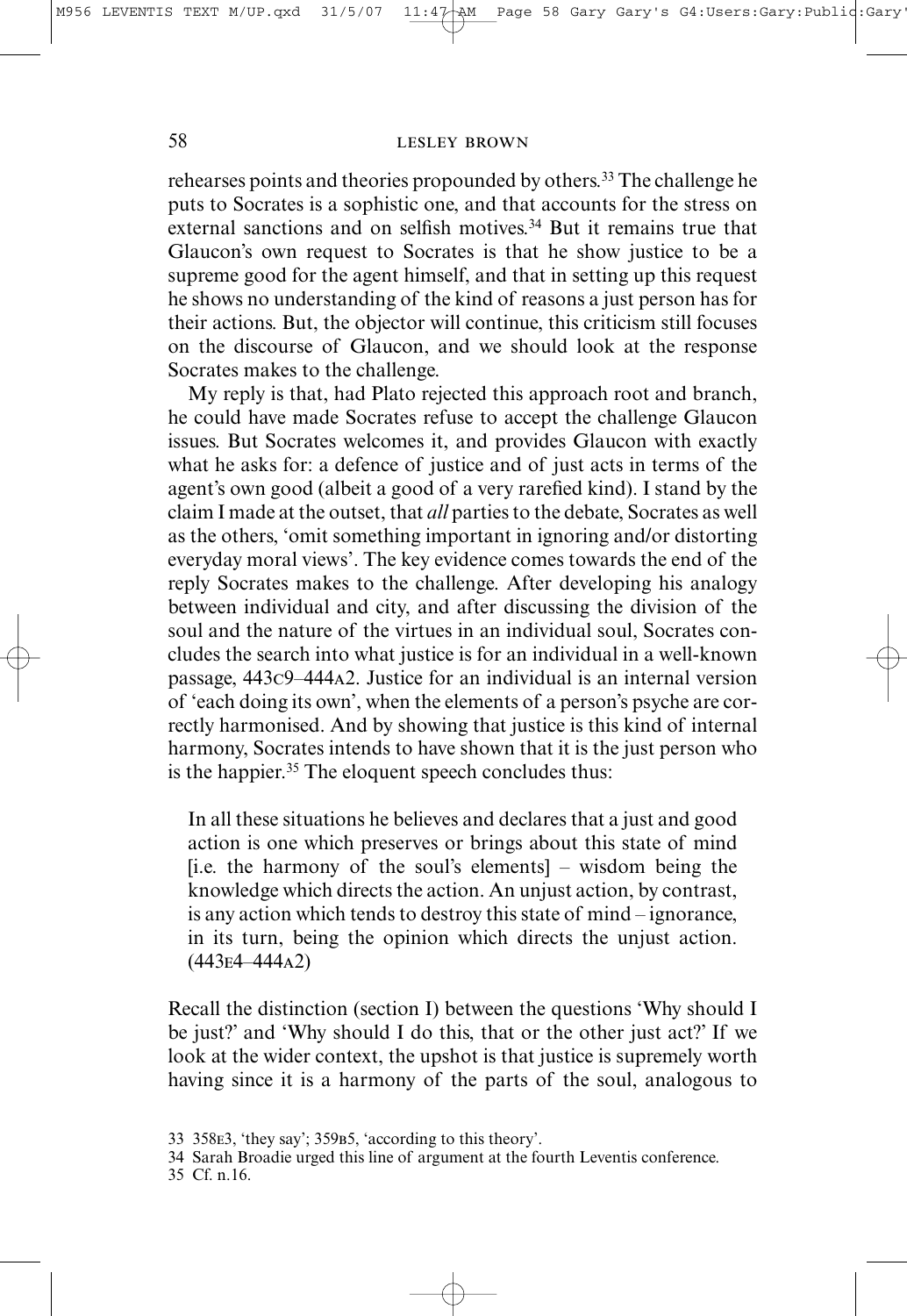rehearses points and theories propounded by others.[33] The challenge he puts to Socrates is a sophistic one, and that accounts for the stress on external sanctions and on selfish motives.[34] But it remains true that Glaucon's own request to Socrates is that he show justice to be a supreme good for the agent himself, and that in setting up this request he shows no understanding of the kind of reasons a just person has for their actions. But, the objector will continue, this criticism still focuses on the discourse of Glaucon, and we should look at the response Socrates makes to the challenge.

My reply is that, had Plato rejected this approach root and branch, he could have made Socrates refuse to accept the challenge Glaucon issues. But Socrates welcomes it, and provides Glaucon with exactly what he asks for: a defence of justice and of just acts in terms of the agent's own good (albeit a good of a very rarefied kind). I stand by the claim I made at the outset, that *all* parties to the debate, Socrates as well as the others, 'omit something important in ignoring and/or distorting everyday moral views'. The key evidence comes towards the end of the reply Socrates makes to the challenge. After developing his analogy between individual and city, and after discussing the division of the soul and the nature of the virtues in an individual soul, Socrates concludes the search into what justice is for an individual in a well-known passage, 443C9–444A2. Justice for an individual is an internal version of 'each doing its own', when the elements of a person's psyche are correctly harmonised. And by showing that justice is this kind of internal harmony, Socrates intends to have shown that it is the just person who is the happier.[35] The eloquent speech concludes thus:

> In all these situations he believes and declares that a just and good action is one which preserves or brings about this state of mind [i.e. the harmony of the soul's elements] – wisdom being the knowledge which directs the action. An unjust action, by contrast, is any action which tends to destroy this state of mind – ignorance, in its turn, being the opinion which directs the unjust action. (443E4–444A2)

Recall the distinction (section I) between the questions 'Why should I be just?' and 'Why should I do this, that or the other just act?' If we look at the wider context, the upshot is that justice is supremely worth having since it is a harmony of the parts of the soul, analogous to

33 358E3, 'they say'; 359B5, 'according to this theory'.

34 Sarah Broadie urged this line of argument at the fourth Leventis conference.

35 Cf. n.16.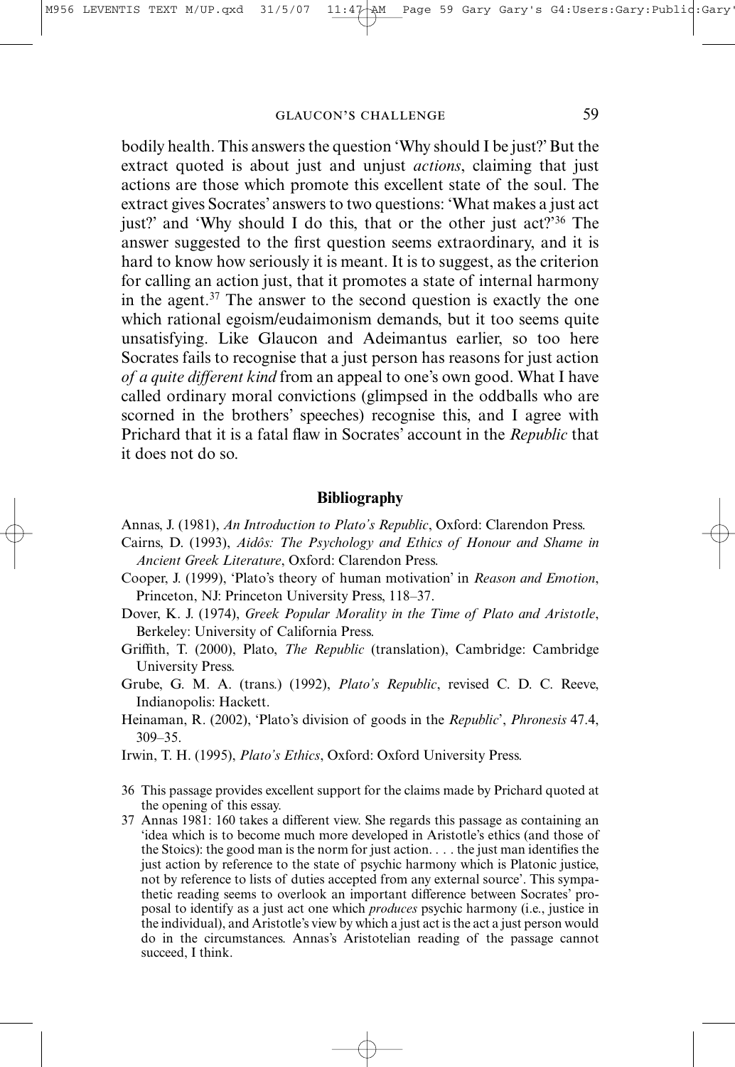bodily health. This answers the question 'Why should I be just?' But the extract quoted is about just and unjust *actions*, claiming that just actions are those which promote this excellent state of the soul. The extract gives Socrates' answers to two questions: 'What makes a just act just?' and 'Why should I do this, that or the other just act?'[36] The answer suggested to the first question seems extraordinary, and it is hard to know how seriously it is meant. It is to suggest, as the criterion for calling an action just, that it promotes a state of internal harmony in the agent.[37] The answer to the second question is exactly the one which rational egoism/eudaimonism demands, but it too seems quite unsatisfying. Like Glaucon and Adeimantus earlier, so too here Socrates fails to recognise that a just person has reasons for just action *of a quite different kind* from an appeal to one's own good. What I have called ordinary moral convictions (glimpsed in the oddballs who are scorned in the brothers' speeches) recognise this, and I agree with Prichard that it is a fatal flaw in Socrates' account in the *Republic* that it does not do so.

## Bibliography

Annas, J. (1981), *An Introduction to Plato's Republic*, Oxford: Clarendon Press.

Cairns, D. (1993), *Aidôs: The Psychology and Ethics of Honour and Shame in Ancient Greek Literature*, Oxford: Clarendon Press.

Cooper, J. (1999), 'Plato's theory of human motivation' in *Reason and Emotion*, Princeton, NJ: Princeton University Press, 118–37.

Dover, K. J. (1974), *Greek Popular Morality in the Time of Plato and Aristotle*, Berkeley: University of California Press.

Griffith, T. (2000), Plato, *The Republic* (translation), Cambridge: Cambridge University Press.

Grube, G. M. A. (trans.) (1992), *Plato's Republic*, revised C. D. C. Reeve, Indianopolis: Hackett.

Heinaman, R. (2002), 'Plato's division of goods in the *Republic*', *Phronesis* 47.4, 309–35.

Irwin, T. H. (1995), *Plato's Ethics*, Oxford: Oxford University Press.

36 This passage provides excellent support for the claims made by Prichard quoted at the opening of this essay.

37 Annas 1981: 160 takes a different view. She regards this passage as containing an 'idea which is to become much more developed in Aristotle's ethics (and those of the Stoics): the good man is the norm for just action. . . . the just man identifies the just action by reference to the state of psychic harmony which is Platonic justice, not by reference to lists of duties accepted from any external source'. This sympathetic reading seems to overlook an important difference between Socrates' proposal to identify as a just act one which *produces* psychic harmony (i.e., justice in the individual), and Aristotle's view by which a just act is the act a just person would do in the circumstances. Annas's Aristotelian reading of the passage cannot succeed, I think.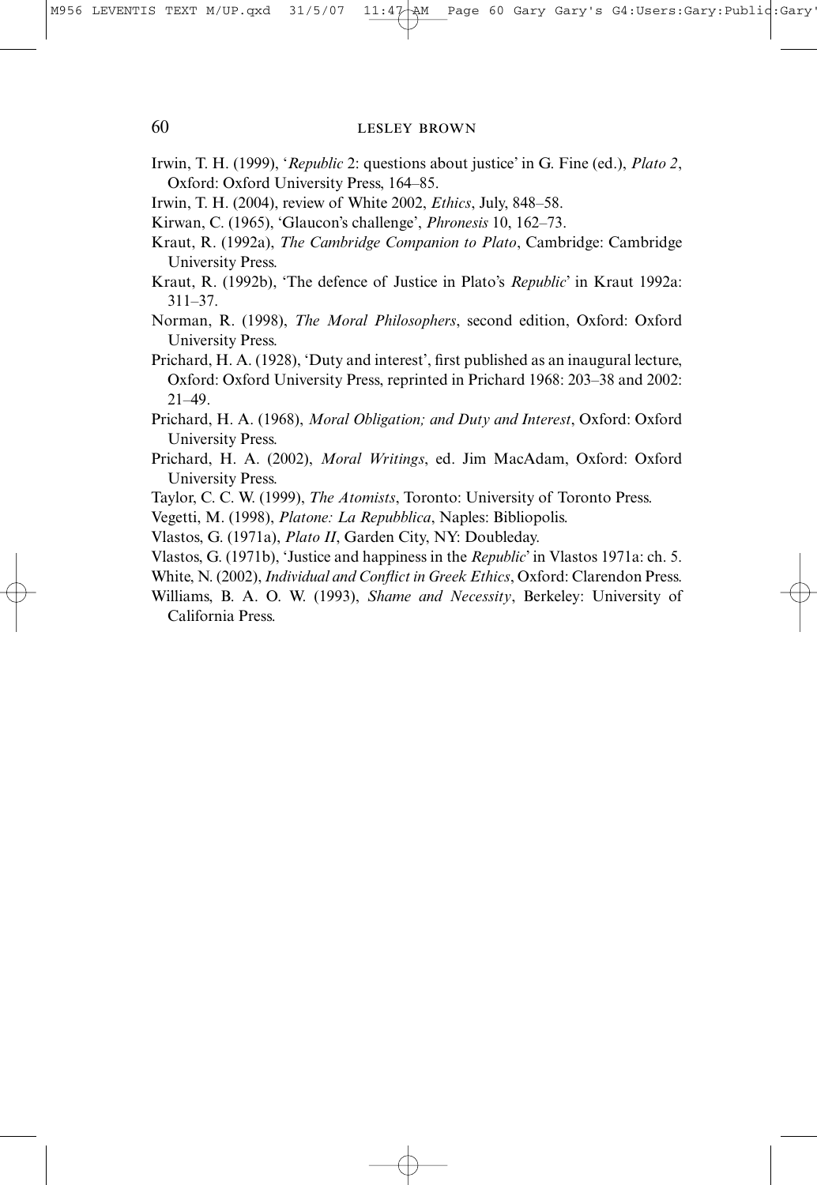Irwin, T. H. (1999), '*Republic* 2: questions about justice' in G. Fine (ed.), *Plato 2*, Oxford: Oxford University Press, 164–85.

Irwin, T. H. (2004), review of White 2002, *Ethics*, July, 848–58.

Kirwan, C. (1965), 'Glaucon's challenge', *Phronesis* 10, 162–73.

Kraut, R. (1992a), *The Cambridge Companion to Plato*, Cambridge: Cambridge University Press.

Kraut, R. (1992b), 'The defence of Justice in Plato's *Republic*' in Kraut 1992a: 311–37.

Norman, R. (1998), *The Moral Philosophers*, second edition, Oxford: Oxford University Press.

Prichard, H. A. (1928), 'Duty and interest', first published as an inaugural lecture, Oxford: Oxford University Press, reprinted in Prichard 1968: 203–38 and 2002: 21–49.

Prichard, H. A. (1968), *Moral Obligation; and Duty and Interest*, Oxford: Oxford University Press.

Prichard, H. A. (2002), *Moral Writings*, ed. Jim MacAdam, Oxford: Oxford University Press.

Taylor, C. C. W. (1999), *The Atomists*, Toronto: University of Toronto Press.

Vegetti, M. (1998), *Platone: La Repubblica*, Naples: Bibliopolis.

Vlastos, G. (1971a), *Plato II*, Garden City, NY: Doubleday.

Vlastos, G. (1971b), 'Justice and happiness in the *Republic*' in Vlastos 1971a: ch. 5.

White, N. (2002), *Individual and Conflict in Greek Ethics*, Oxford: Clarendon Press.

Williams, B. A. O. W. (1993), *Shame and Necessity*, Berkeley: University of California Press.